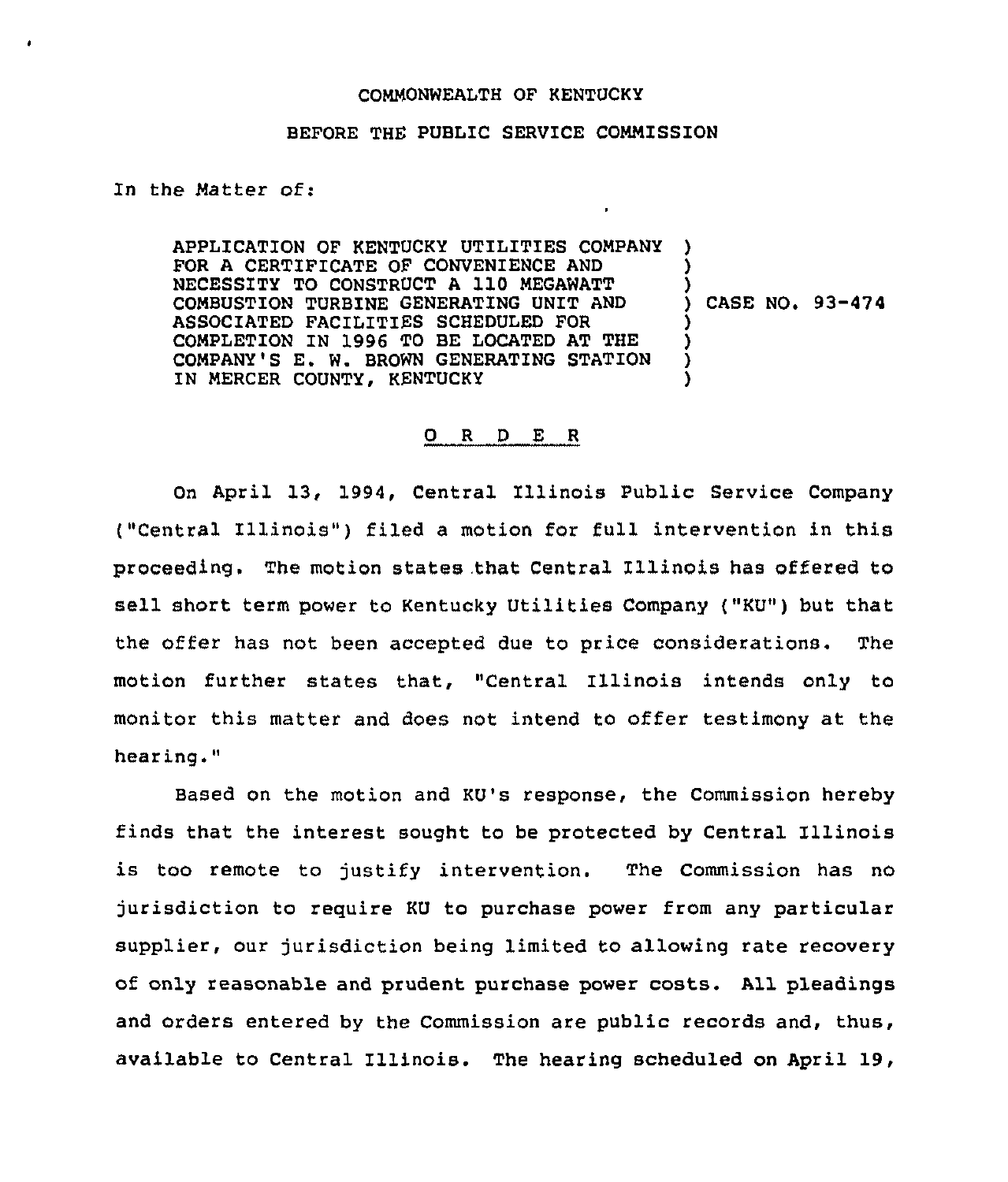COMMONWEALTH OF KENTUCKY

BEFORE THE PUBLIC SERVICE COMMISSION

In the Matter of:

| | |
|---|---|
| APPLICATION OF KENTUCKY UTILITIES COMPANY FOR A CERTIFICATE OF CONVENIENCE AND NECESSITY TO CONSTRUCT A 110 MEGAWATT COMBUSTION TURBINE GENERATING UNIT AND ASSOCIATED FACILITIES SCHEDULED FOR COMPLETION IN 1996 TO BE LOCATED AT THE COMPANY'S E. W. BROWN GENERATING STATION IN MERCER COUNTY, KENTUCKY | CASE NO. 93-474 |

O R D E R

On April 13, 1994, Central Illinois Public Service Company ("Central Illinois") filed a motion for full intervention in this proceeding. The motion states that Central Illinois has offered to sell short term power to Kentucky Utilities Company ("KU") but that the offer has not been accepted due to price considerations. The motion further states that, "Central Illinois intends only to monitor this matter and does not intend to offer testimony at the hearing."

Based on the motion and KU's response, the Commission hereby finds that the interest sought to be protected by Central Illinois is too remote to justify intervention. The Commission has no jurisdiction to require KU to purchase power from any particular supplier, our jurisdiction being limited to allowing rate recovery of only reasonable and prudent purchase power costs. All pleadings and orders entered by the Commission are public records and, thus, available to Central Illinois. The hearing scheduled on April 19,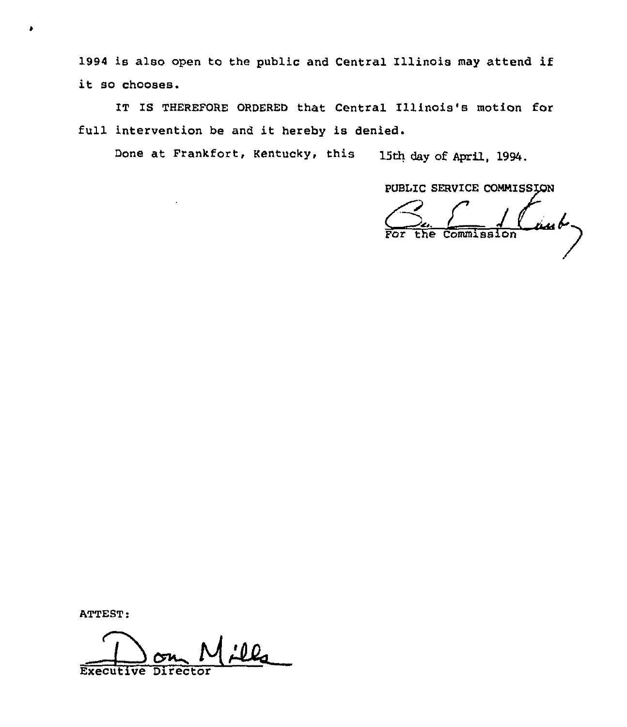1994 is also open to the public and Central Illinois may attend if it so chooses.

IT IS THEREFORE ORDERED that Central Illinois's motion for full intervention be and it hereby is denied.

Done at Frankfort, Kentucky, this 15th day of April, 1994.

PUBLIC SERVICE COMMISSION

For the Commission

ATTEST:

Executive Director